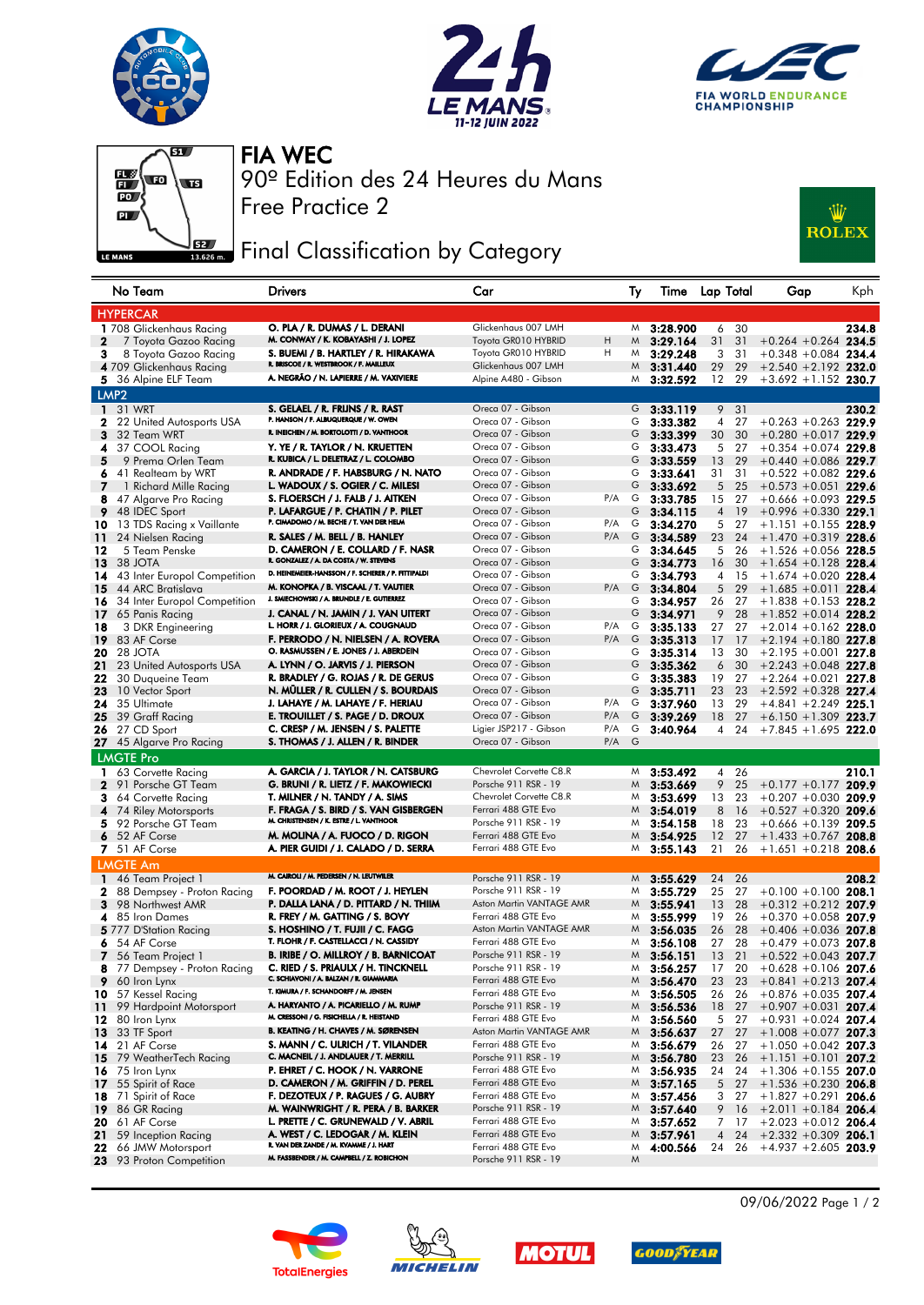# FIA WEC

## 90º Edition des 24 Heures du Mans

## Free Practice 2

## Final Classification by Category

| No | Team | Drivers | Car | | Ty | Time | Lap | Total | Gap | | Kph |
|---|---|---|---|---|---|---|---|---|---|---|---|
| **HYPERCAR** | | | | | | | | | | | |
| 1 | 708 Glickenhaus Racing | O. PLA / R. DUMAS / L. DERANI | Glickenhaus 007 LMH | | M | 3:28.900 | 6 | 30 | | | 234.8 |
| 2 | 7 Toyota Gazoo Racing | M. CONWAY / K. KOBAYASHI / J. LOPEZ | Toyota GR010 HYBRID | H | M | 3:29.164 | 31 | 31 | +0.264 | +0.264 | 234.5 |
| 3 | 8 Toyota Gazoo Racing | S. BUEMI / B. HARTLEY / R. HIRAKAWA | Toyota GR010 HYBRID | H | M | 3:29.248 | 3 | 31 | +0.348 | +0.084 | 234.4 |
| 4 | 709 Glickenhaus Racing | R. BRISCOE / R. WESTBROOK / F. MAILLEUX | Glickenhaus 007 LMH | | M | 3:31.440 | 29 | 29 | +2.540 | +2.192 | 232.0 |
| 5 | 36 Alpine ELF Team | A. NEGRÃO / N. LAPIERRE / M. VAXIVIERE | Alpine A480 - Gibson | | M | 3:32.592 | 12 | 29 | +3.692 | +1.152 | 230.7 |
| **LMP2** | | | | | | | | | | | |
| 1 | 31 WRT | S. GELAEL / R. FRIJNS / R. RAST | Oreca 07 - Gibson | | G | 3:33.119 | 9 | 31 | | | 230.2 |
| 2 | 22 United Autosports USA | P. HANSON / F. ALBUQUERQUE / W. OWEN | Oreca 07 - Gibson | | G | 3:33.382 | 4 | 27 | +0.263 | +0.263 | 229.9 |
| 3 | 32 Team WRT | R. INEICHEN / M. BORTOLOTTI / D. VANTHOOR | Oreca 07 - Gibson | | G | 3:33.399 | 30 | 30 | +0.280 | +0.017 | 229.9 |
| 4 | 37 COOL Racing | Y. YE / R. TAYLOR / N. KRUETTEN | Oreca 07 - Gibson | | G | 3:33.473 | 5 | 27 | +0.354 | +0.074 | 229.8 |
| 5 | 9 Prema Orlen Team | R. KUBICA / L. DELETRAZ / L. COLOMBO | Oreca 07 - Gibson | | G | 3:33.559 | 13 | 29 | +0.440 | +0.086 | 229.7 |
| 6 | 41 Realteam by WRT | R. ANDRADE / F. HABSBURG / N. NATO | Oreca 07 - Gibson | | G | 3:33.641 | 31 | 31 | +0.522 | +0.082 | 229.6 |
| 7 | 1 Richard Mille Racing | L. WADOUX / S. OGIER / C. MILESI | Oreca 07 - Gibson | | G | 3:33.692 | 5 | 25 | +0.573 | +0.051 | 229.6 |
| 8 | 47 Algarve Pro Racing | S. FLOERSCH / J. FALB / J. AITKEN | Oreca 07 - Gibson | P/A | G | 3:33.785 | 15 | 27 | +0.666 | +0.093 | 229.5 |
| 9 | 48 IDEC Sport | P. LAFARGUE / P. CHATIN / P. PILET | Oreca 07 - Gibson | | G | 3:34.115 | 4 | 19 | +0.996 | +0.330 | 229.1 |
| 10 | 13 TDS Racing x Vaillante | P. CIMADOMO / M. BECHE / T. VAN DER HELM | Oreca 07 - Gibson | P/A | G | 3:34.270 | 5 | 27 | +1.151 | +0.155 | 228.9 |
| 11 | 24 Nielsen Racing | R. SALES / M. BELL / B. HANLEY | Oreca 07 - Gibson | P/A | G | 3:34.589 | 23 | 24 | +1.470 | +0.319 | 228.6 |
| 12 | 5 Team Penske | D. CAMERON / E. COLLARD / F. NASR | Oreca 07 - Gibson | | G | 3:34.645 | 5 | 26 | +1.526 | +0.056 | 228.5 |
| 13 | 38 JOTA | R. GONZALEZ / A. DA COSTA / W. STEVENS | Oreca 07 - Gibson | | G | 3:34.773 | 16 | 30 | +1.654 | +0.128 | 228.4 |
| 14 | 43 Inter Europol Competition | D. HEINEMEIER-HANSSON / F. SCHERER / P. FITTIPALDI | Oreca 07 - Gibson | | G | 3:34.793 | 4 | 15 | +1.674 | +0.020 | 228.4 |
| 15 | 44 ARC Bratislava | M. KONOPKA / B. VISCAAL / T. VAUTIER | Oreca 07 - Gibson | P/A | G | 3:34.804 | 5 | 29 | +1.685 | +0.011 | 228.4 |
| 16 | 34 Inter Europol Competition | J. SMIECHOWSKI / A. BRUNDLE / E. GUTIERREZ | Oreca 07 - Gibson | | G | 3:34.957 | 26 | 27 | +1.838 | +0.153 | 228.2 |
| 17 | 65 Panis Racing | J. CANAL / N. JAMIN / J. VAN UITERT | Oreca 07 - Gibson | | G | 3:34.971 | 9 | 28 | +1.852 | +0.014 | 228.2 |
| 18 | 3 DKR Engineering | L. HORR / J. GLORIEUX / A. COUGNAUD | Oreca 07 - Gibson | P/A | G | 3:35.133 | 27 | 27 | +2.014 | +0.162 | 228.0 |
| 19 | 83 AF Corse | F. PERRODO / N. NIELSEN / A. ROVERA | Oreca 07 - Gibson | P/A | G | 3:35.313 | 17 | 17 | +2.194 | +0.180 | 227.8 |
| 20 | 28 JOTA | O. RASMUSSEN / E. JONES / J. ABERDEIN | Oreca 07 - Gibson | | G | 3:35.314 | 13 | 30 | +2.195 | +0.001 | 227.8 |
| 21 | 23 United Autosports USA | A. LYNN / O. JARVIS / J. PIERSON | Oreca 07 - Gibson | | G | 3:35.362 | 6 | 30 | +2.243 | +0.048 | 227.8 |
| 22 | 30 Duqueine Team | R. BRADLEY / G. ROJAS / R. DE GERUS | Oreca 07 - Gibson | | G | 3:35.383 | 19 | 27 | +2.264 | +0.021 | 227.8 |
| 23 | 10 Vector Sport | N. MÜLLER / R. CULLEN / S. BOURDAIS | Oreca 07 - Gibson | | G | 3:35.711 | 23 | 23 | +2.592 | +0.328 | 227.4 |
| 24 | 35 Ultimate | J. LAHAYE / M. LAHAYE / F. HERIAU | Oreca 07 - Gibson | P/A | G | 3:37.960 | 13 | 29 | +4.841 | +2.249 | 225.1 |
| 25 | 39 Graff Racing | E. TROUILLET / S. PAGE / D. DROUX | Oreca 07 - Gibson | P/A | G | 3:39.269 | 18 | 27 | +6.150 | +1.309 | 223.7 |
| 26 | 27 CD Sport | C. CRESP / M. JENSEN / S. PALETTE | Ligier JSP217 - Gibson | P/A | G | 3:40.964 | 4 | 24 | +7.845 | +1.695 | 222.0 |
| 27 | 45 Algarve Pro Racing | S. THOMAS / J. ALLEN / R. BINDER | Oreca 07 - Gibson | P/A | G | | | | | | |
| **LMGTE Pro** | | | | | | | | | | | |
| 1 | 63 Corvette Racing | A. GARCIA / J. TAYLOR / N. CATSBURG | Chevrolet Corvette C8.R | | M | 3:53.492 | 4 | 26 | | | 210.1 |
| 2 | 91 Porsche GT Team | G. BRUNI / R. LIETZ / F. MAKOWIECKI | Porsche 911 RSR - 19 | | M | 3:53.669 | 9 | 25 | +0.177 | +0.177 | 209.9 |
| 3 | 64 Corvette Racing | T. MILNER / N. TANDY / A. SIMS | Chevrolet Corvette C8.R | | M | 3:53.699 | 13 | 23 | +0.207 | +0.030 | 209.9 |
| 4 | 74 Riley Motorsports | F. FRAGA / S. BIRD / S. VAN GISBERGEN | Ferrari 488 GTE Evo | | M | 3:54.019 | 8 | 16 | +0.527 | +0.320 | 209.6 |
| 5 | 92 Porsche GT Team | M. CHRISTENSEN / K. ESTRE / L. VANTHOOR | Porsche 911 RSR - 19 | | M | 3:54.158 | 18 | 23 | +0.666 | +0.139 | 209.5 |
| 6 | 52 AF Corse | M. MOLINA / A. FUOCO / D. RIGON | Ferrari 488 GTE Evo | | M | 3:54.925 | 12 | 27 | +1.433 | +0.767 | 208.8 |
| 7 | 51 AF Corse | A. PIER GUIDI / J. CALADO / D. SERRA | Ferrari 488 GTE Evo | | M | 3:55.143 | 21 | 26 | +1.651 | +0.218 | 208.6 |
| **LMGTE Am** | | | | | | | | | | | |
| 1 | 46 Team Project 1 | M. CAIROLI / M. PEDERSEN / N. LEUTWILER | Porsche 911 RSR - 19 | | M | 3:55.629 | 24 | 26 | | | 208.2 |
| 2 | 88 Dempsey - Proton Racing | F. POORDAD / M. ROOT / J. HEYLEN | Porsche 911 RSR - 19 | | M | 3:55.729 | 25 | 27 | +0.100 | +0.100 | 208.1 |
| 3 | 98 Northwest AMR | P. DALLA LANA / D. PITTARD / N. THIIM | Aston Martin VANTAGE AMR | | M | 3:55.941 | 13 | 28 | +0.312 | +0.212 | 207.9 |
| 4 | 85 Iron Dames | R. FREY / M. GATTING / S. BOVY | Ferrari 488 GTE Evo | | M | 3:55.999 | 19 | 26 | +0.370 | +0.058 | 207.9 |
| 5 | 777 D'Station Racing | S. HOSHINO / T. FUJII / C. FAGG | Aston Martin VANTAGE AMR | | M | 3:56.035 | 26 | 28 | +0.406 | +0.036 | 207.8 |
| 6 | 54 AF Corse | T. FLOHR / F. CASTELLACCI / N. CASSIDY | Ferrari 488 GTE Evo | | M | 3:56.108 | 27 | 28 | +0.479 | +0.073 | 207.8 |
| 7 | 56 Team Project 1 | B. IRIBE / O. MILLROY / B. BARNICOAT | Porsche 911 RSR - 19 | | M | 3:56.151 | 13 | 21 | +0.522 | +0.043 | 207.7 |
| 8 | 77 Dempsey - Proton Racing | C. RIED / S. PRIAULX / H. TINCKNELL | Porsche 911 RSR - 19 | | M | 3:56.257 | 17 | 20 | +0.628 | +0.106 | 207.6 |
| 9 | 60 Iron Lynx | C. SCHIAVONI / A. BALZAN / R. GIAMMARIA | Ferrari 488 GTE Evo | | M | 3:56.470 | 23 | 23 | +0.841 | +0.213 | 207.4 |
| 10 | 57 Kessel Racing | T. KIMURA / F. SCHANDORFF / M. JENSEN | Ferrari 488 GTE Evo | | M | 3:56.505 | 26 | 26 | +0.876 | +0.035 | 207.4 |
| 11 | 99 Hardpoint Motorsport | A. HARYANTO / A. PICARIELLO / M. RUMP | Porsche 911 RSR - 19 | | M | 3:56.536 | 18 | 27 | +0.907 | +0.031 | 207.4 |
| 12 | 80 Iron Lynx | M. CRESSONI / G. FISICHELLA / R. HEISTAND | Ferrari 488 GTE Evo | | M | 3:56.560 | 5 | 27 | +0.931 | +0.024 | 207.4 |
| 13 | 33 TF Sport | B. KEATING / H. CHAVES / M. SØRENSEN | Aston Martin VANTAGE AMR | | M | 3:56.637 | 27 | 27 | +1.008 | +0.077 | 207.3 |
| 14 | 21 AF Corse | S. MANN / C. ULRICH / T. VILANDER | Ferrari 488 GTE Evo | | M | 3:56.679 | 26 | 27 | +1.050 | +0.042 | 207.3 |
| 15 | 79 WeatherTech Racing | C. MACNEIL / J. ANDLAUER / T. MERRILL | Porsche 911 RSR - 19 | | M | 3:56.780 | 23 | 26 | +1.151 | +0.101 | 207.2 |
| 16 | 75 Iron Lynx | P. EHRET / C. HOOK / N. VARRONE | Ferrari 488 GTE Evo | | M | 3:56.935 | 24 | 24 | +1.306 | +0.155 | 207.0 |
| 17 | 55 Spirit of Race | D. CAMERON / M. GRIFFIN / D. PEREL | Ferrari 488 GTE Evo | | M | 3:57.165 | 5 | 27 | +1.536 | +0.230 | 206.8 |
| 18 | 71 Spirit of Race | F. DEZOTEUX / P. RAGUES / G. AUBRY | Ferrari 488 GTE Evo | | M | 3:57.456 | 3 | 27 | +1.827 | +0.291 | 206.6 |
| 19 | 86 GR Racing | M. WAINWRIGHT / R. PERA / B. BARKER | Porsche 911 RSR - 19 | | M | 3:57.640 | 9 | 16 | +2.011 | +0.184 | 206.4 |
| 20 | 61 AF Corse | L. PRETTE / C. GRUNEWALD / V. ABRIL | Ferrari 488 GTE Evo | | M | 3:57.652 | 27 | 27 | +2.023 | +0.012 | 206.4 |
| 21 | 59 Inception Racing | A. WEST / C. LEDOGAR / M. KLEIN | Ferrari 488 GTE Evo | | M | 3:57.961 | 4 | 24 | +2.332 | +0.309 | 206.1 |
| 22 | 66 JMW Motorsport | R. VAN DER ZANDE / M. KVAMME / J. HART | Ferrari 488 GTE Evo | | M | 4:00.566 | 24 | 26 | +4.937 | +2.605 | 203.9 |
| 23 | 93 Proton Competition | M. FASSBENDER / M. CAMPBELL / Z. ROBICHON | Porsche 911 RSR - 19 | | M | | | | | | |

09/06/2022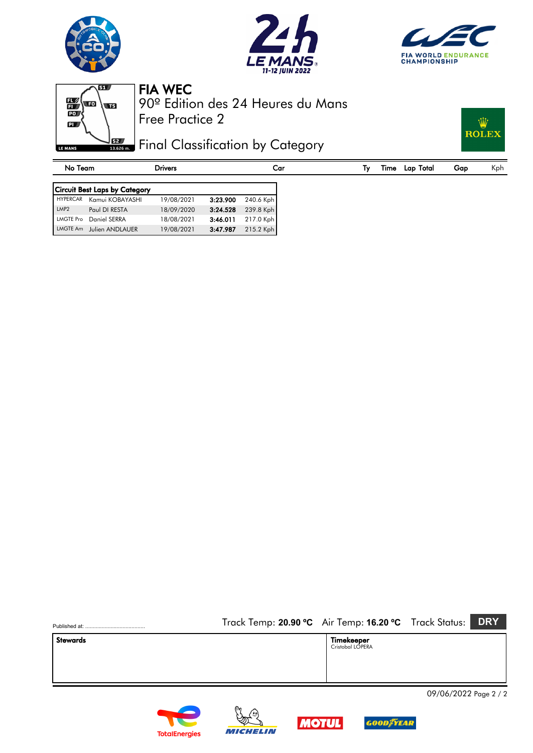# FIA WEC

90º Edition des 24 Heures du Mans

Free Practice 2

Final Classification by Category

| No | Team | Drivers | Car | Ty | Time | Lap | Total | Gap | Kph |
|---|---|---|---|---|---|---|---|---|---|

**Circuit Best Laps by Category**

| | | | | |
|---|---|---|---|---|
| HYPERCAR | Kamui KOBAYASHI | 19/08/2021 | **3:23.900** | 240.6 Kph |
| LMP2 | Paul DI RESTA | 18/09/2020 | **3:24.528** | 239.8 Kph |
| LMGTE Pro | Daniel SERRA | 18/08/2021 | **3:46.011** | 217.0 Kph |
| LMGTE Am | Julien ANDLAUER | 19/08/2021 | **3:47.987** | 215.2 Kph |

Published at: ........................................

Track Temp: **20.90 ºC** Air Temp: **16.20 ºC** Track Status: **DRY**

| **Stewards** | **Timekeeper** Cristobal LOPERA |
|---|---|

09/06/2022